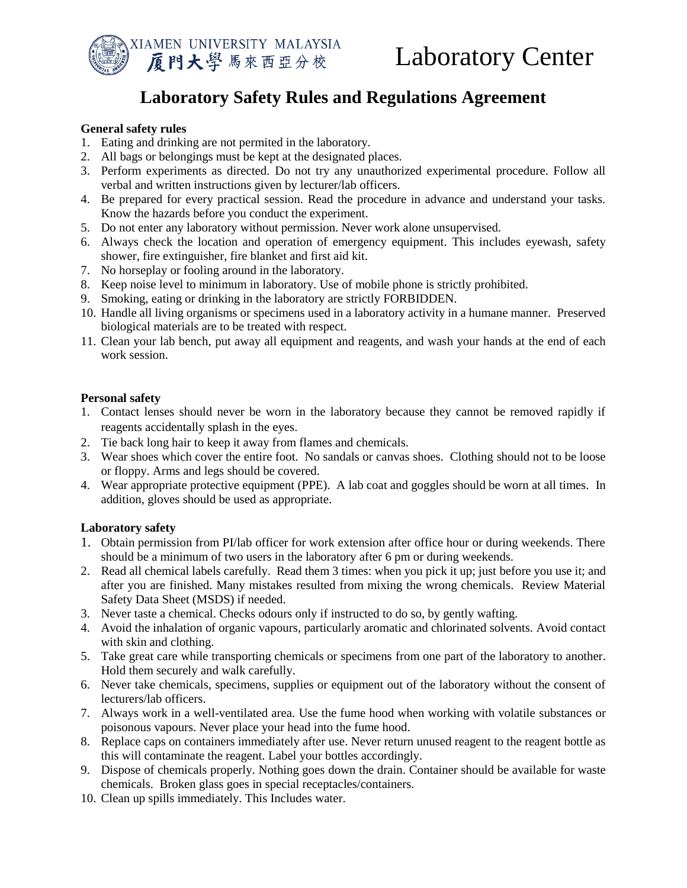XIAMEN UNIVERSITY MALAYSIA
厦門大學馬來西亞分校

# Laboratory Center

## Laboratory Safety Rules and Regulations Agreement

**General safety rules**

1. Eating and drinking are not permited in the laboratory.
2. All bags or belongings must be kept at the designated places.
3. Perform experiments as directed. Do not try any unauthorized experimental procedure. Follow all verbal and written instructions given by lecturer/lab officers.
4. Be prepared for every practical session. Read the procedure in advance and understand your tasks. Know the hazards before you conduct the experiment.
5. Do not enter any laboratory without permission. Never work alone unsupervised.
6. Always check the location and operation of emergency equipment. This includes eyewash, safety shower, fire extinguisher, fire blanket and first aid kit.
7. No horseplay or fooling around in the laboratory.
8. Keep noise level to minimum in laboratory. Use of mobile phone is strictly prohibited.
9. Smoking, eating or drinking in the laboratory are strictly FORBIDDEN.
10. Handle all living organisms or specimens used in a laboratory activity in a humane manner. Preserved biological materials are to be treated with respect.
11. Clean your lab bench, put away all equipment and reagents, and wash your hands at the end of each work session.

**Personal safety**

1. Contact lenses should never be worn in the laboratory because they cannot be removed rapidly if reagents accidentally splash in the eyes.
2. Tie back long hair to keep it away from flames and chemicals.
3. Wear shoes which cover the entire foot. No sandals or canvas shoes. Clothing should not to be loose or floppy. Arms and legs should be covered.
4. Wear appropriate protective equipment (PPE). A lab coat and goggles should be worn at all times. In addition, gloves should be used as appropriate.

**Laboratory safety**

1. Obtain permission from PI/lab officer for work extension after office hour or during weekends. There should be a minimum of two users in the laboratory after 6 pm or during weekends.
2. Read all chemical labels carefully. Read them 3 times: when you pick it up; just before you use it; and after you are finished. Many mistakes resulted from mixing the wrong chemicals. Review Material Safety Data Sheet (MSDS) if needed.
3. Never taste a chemical. Checks odours only if instructed to do so, by gently wafting.
4. Avoid the inhalation of organic vapours, particularly aromatic and chlorinated solvents. Avoid contact with skin and clothing.
5. Take great care while transporting chemicals or specimens from one part of the laboratory to another. Hold them securely and walk carefully.
6. Never take chemicals, specimens, supplies or equipment out of the laboratory without the consent of lecturers/lab officers.
7. Always work in a well-ventilated area. Use the fume hood when working with volatile substances or poisonous vapours. Never place your head into the fume hood.
8. Replace caps on containers immediately after use. Never return unused reagent to the reagent bottle as this will contaminate the reagent. Label your bottles accordingly.
9. Dispose of chemicals properly. Nothing goes down the drain. Container should be available for waste chemicals. Broken glass goes in special receptacles/containers.
10. Clean up spills immediately. This Includes water.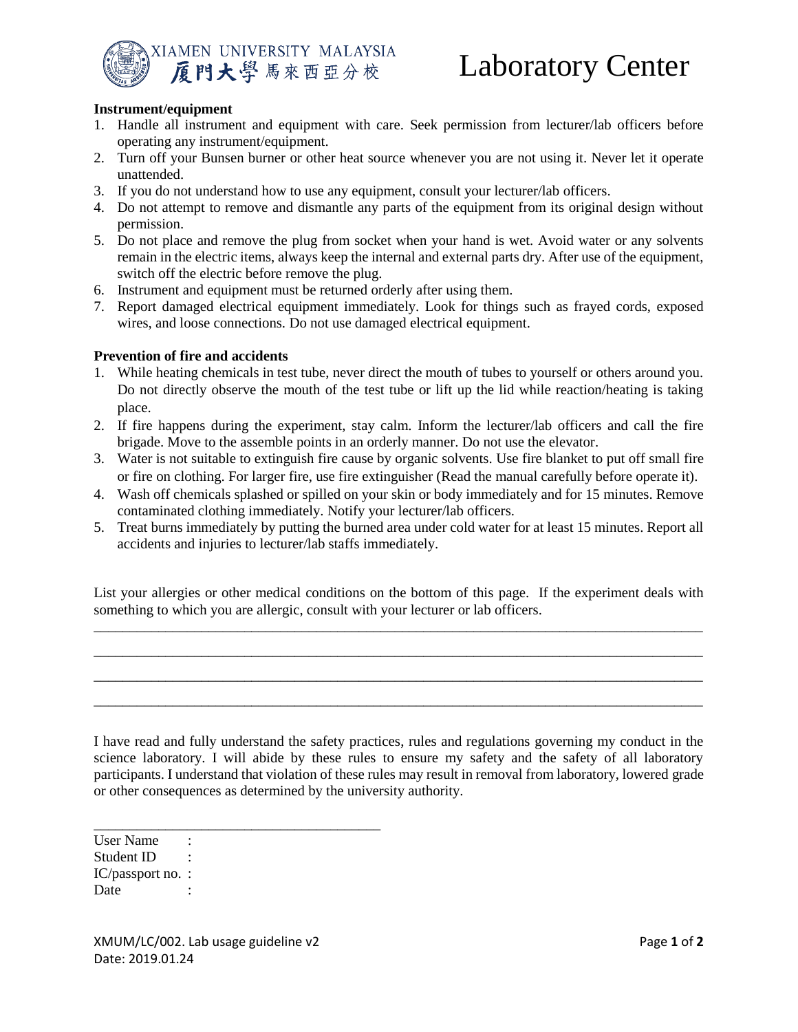**Instrument/equipment**

1. Handle all instrument and equipment with care. Seek permission from lecturer/lab officers before operating any instrument/equipment.
2. Turn off your Bunsen burner or other heat source whenever you are not using it. Never let it operate unattended.
3. If you do not understand how to use any equipment, consult your lecturer/lab officers.
4. Do not attempt to remove and dismantle any parts of the equipment from its original design without permission.
5. Do not place and remove the plug from socket when your hand is wet. Avoid water or any solvents remain in the electric items, always keep the internal and external parts dry. After use of the equipment, switch off the electric before remove the plug.
6. Instrument and equipment must be returned orderly after using them.
7. Report damaged electrical equipment immediately. Look for things such as frayed cords, exposed wires, and loose connections. Do not use damaged electrical equipment.

**Prevention of fire and accidents**

1. While heating chemicals in test tube, never direct the mouth of tubes to yourself or others around you. Do not directly observe the mouth of the test tube or lift up the lid while reaction/heating is taking place.
2. If fire happens during the experiment, stay calm. Inform the lecturer/lab officers and call the fire brigade. Move to the assemble points in an orderly manner. Do not use the elevator.
3. Water is not suitable to extinguish fire cause by organic solvents. Use fire blanket to put off small fire or fire on clothing. For larger fire, use fire extinguisher (Read the manual carefully before operate it).
4. Wash off chemicals splashed or spilled on your skin or body immediately and for 15 minutes. Remove contaminated clothing immediately. Notify your lecturer/lab officers.
5. Treat burns immediately by putting the burned area under cold water for at least 15 minutes. Report all accidents and injuries to lecturer/lab staffs immediately.

List your allergies or other medical conditions on the bottom of this page. If the experiment deals with something to which you are allergic, consult with your lecturer or lab officers.

________________________________________________________________________________

________________________________________________________________________________

________________________________________________________________________________

________________________________________________________________________________

I have read and fully understand the safety practices, rules and regulations governing my conduct in the science laboratory. I will abide by these rules to ensure my safety and the safety of all laboratory participants. I understand that violation of these rules may result in removal from laboratory, lowered grade or other consequences as determined by the university authority.

________________________________________

User Name :
Student ID :
IC/passport no. :
Date :

XMUM/LC/002. Lab usage guideline v2
Date: 2019.01.24